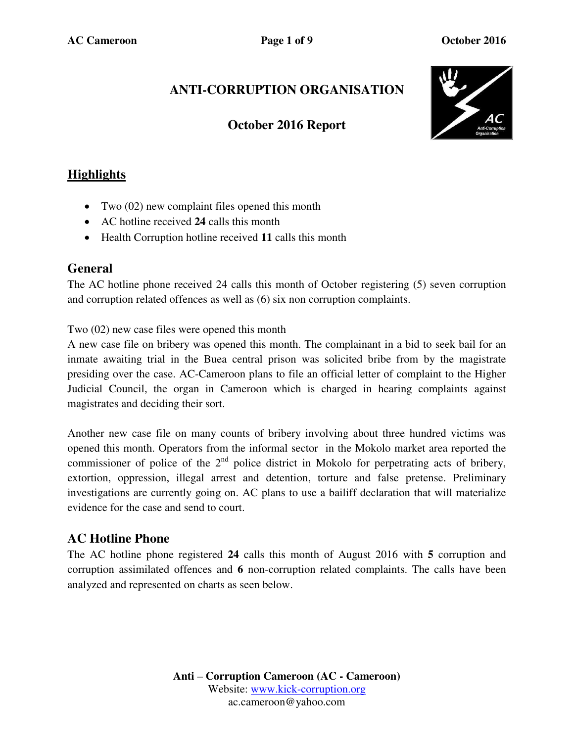# ANTI-CORRUPTION ORGANISATION

## October 2016 Report

## Highlights

- Two (02) new complaint files opened this month
- AC hotline received **24** calls this month
- Health Corruption hotline received **11** calls this month

## General

The AC hotline phone received 24 calls this month of October registering (5) seven corruption and corruption related offences as well as (6) six non corruption complaints.

Two (02) new case files were opened this month
A new case file on bribery was opened this month. The complainant in a bid to seek bail for an inmate awaiting trial in the Buea central prison was solicited bribe from by the magistrate presiding over the case. AC-Cameroon plans to file an official letter of complaint to the Higher Judicial Council, the organ in Cameroon which is charged in hearing complaints against magistrates and deciding their sort.

Another new case file on many counts of bribery involving about three hundred victims was opened this month. Operators from the informal sector in the Mokolo market area reported the commissioner of police of the 2nd police district in Mokolo for perpetrating acts of bribery, extortion, oppression, illegal arrest and detention, torture and false pretense. Preliminary investigations are currently going on. AC plans to use a bailiff declaration that will materialize evidence for the case and send to court.

## AC Hotline Phone

The AC hotline phone registered **24** calls this month of August 2016 with **5** corruption and corruption assimilated offences and **6** non-corruption related complaints. The calls have been analyzed and represented on charts as seen below.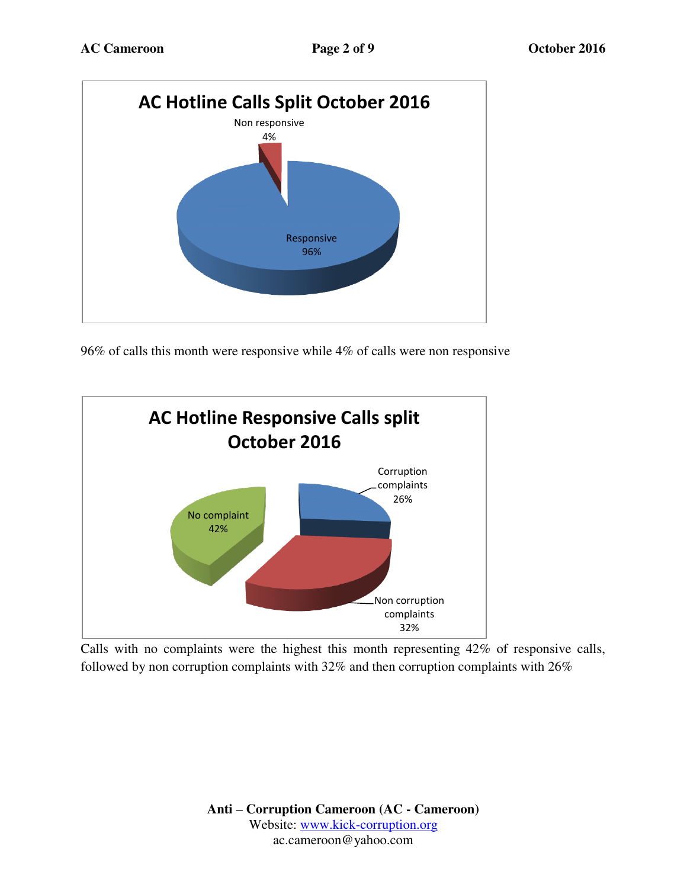**AC Hotline Calls Split October 2016**

Non responsive 4%

Responsive 96%

96% of calls this month were responsive while 4% of calls were non responsive

**AC Hotline Responsive Calls split October 2016**

Corruption complaints 26%

No complaint 42%

Non corruption complaints 32%

Calls with no complaints were the highest this month representing 42% of responsive calls, followed by non corruption complaints with 32% and then corruption complaints with 26%

**Anti – Corruption Cameroon (AC - Cameroon)**
Website: www.kick-corruption.org
ac.cameroon@yahoo.com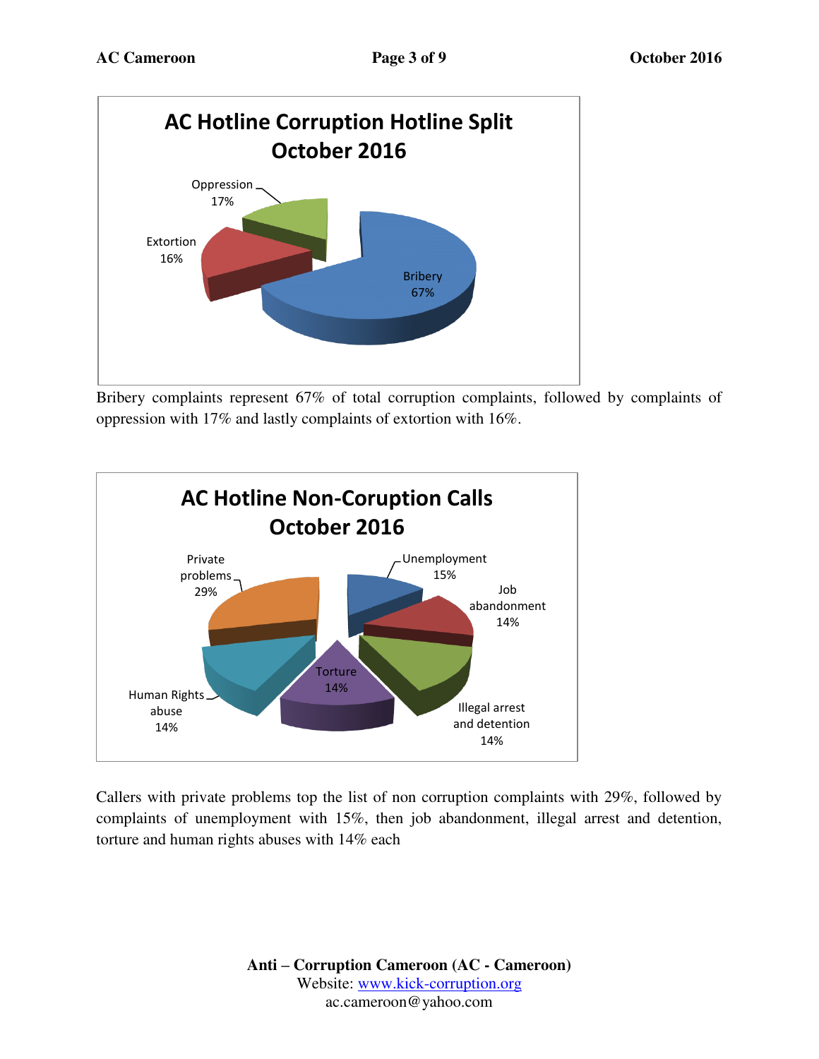**AC Hotline Corruption Hotline Split October 2016**

| Category | Percentage |
|---|---|
| Bribery | 67% |
| Oppression | 17% |
| Extortion | 16% |

Bribery complaints represent 67% of total corruption complaints, followed by complaints of oppression with 17% and lastly complaints of extortion with 16%.

**AC Hotline Non-Coruption Calls October 2016**

| Category | Percentage |
|---|---|
| Private problems | 29% |
| Unemployment | 15% |
| Job abandonment | 14% |
| Illegal arrest and detention | 14% |
| Torture | 14% |
| Human Rights abuse | 14% |

Callers with private problems top the list of non corruption complaints with 29%, followed by complaints of unemployment with 15%, then job abandonment, illegal arrest and detention, torture and human rights abuses with 14% each

**Anti – Corruption Cameroon (AC - Cameroon)**
Website: www.kick-corruption.org
ac.cameroon@yahoo.com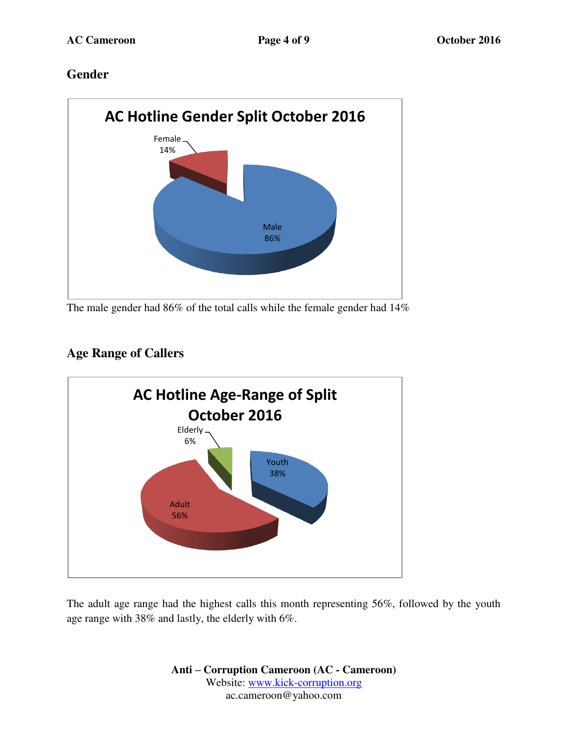## Gender

**AC Hotline Gender Split October 2016**

Female 14%

Male 86%

The male gender had 86% of the total calls while the female gender had 14%

## Age Range of Callers

**AC Hotline Age-Range of Split October 2016**

Elderly 6%

Youth 38%

Adult 56%

The adult age range had the highest calls this month representing 56%, followed by the youth age range with 38% and lastly, the elderly with 6%.

**Anti – Corruption Cameroon (AC - Cameroon)**
Website: [www.kick-corruption.org](http://www.kick-corruption.org)
ac.cameroon@yahoo.com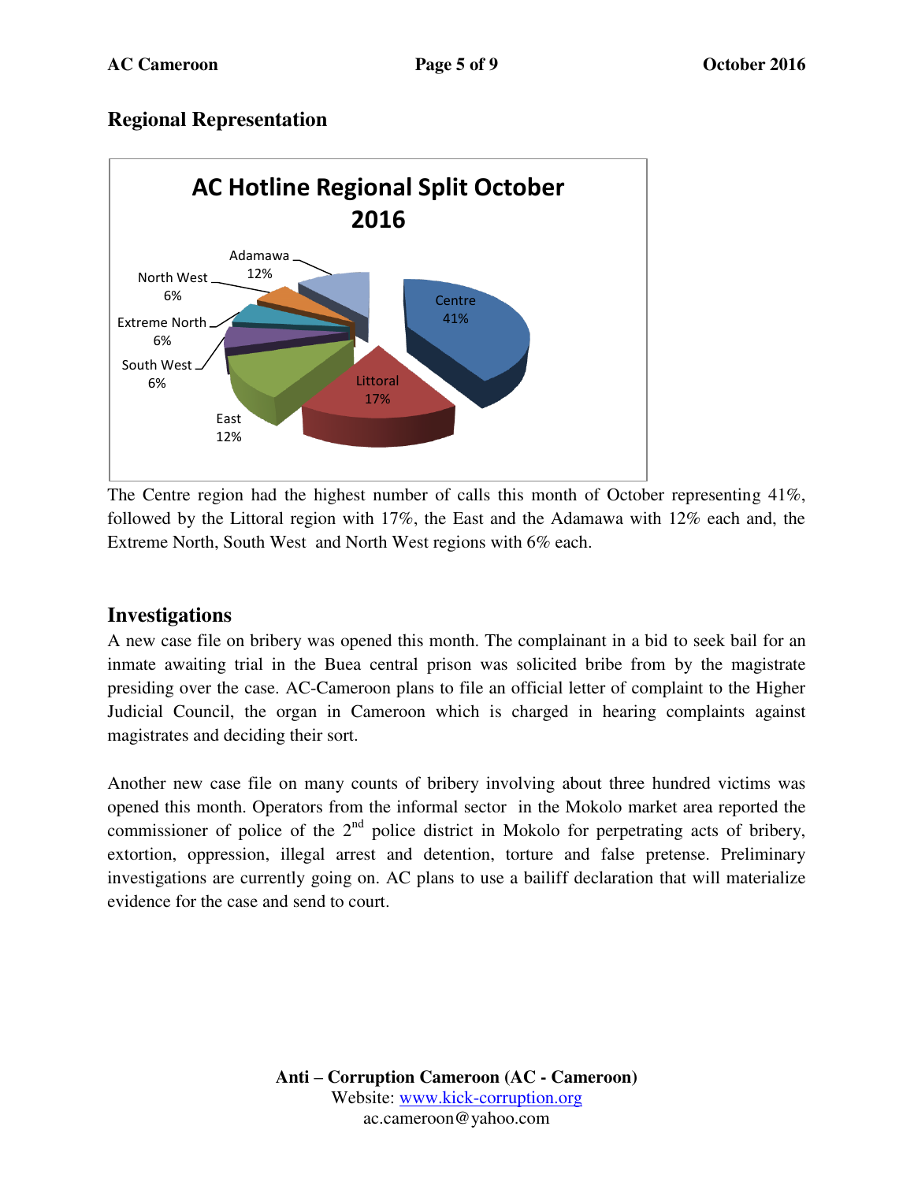## Regional Representation

The Centre region had the highest number of calls this month of October representing 41%, followed by the Littoral region with 17%, the East and the Adamawa with 12% each and, the Extreme North, South West and North West regions with 6% each.

## Investigations

A new case file on bribery was opened this month. The complainant in a bid to seek bail for an inmate awaiting trial in the Buea central prison was solicited bribe from by the magistrate presiding over the case. AC-Cameroon plans to file an official letter of complaint to the Higher Judicial Council, the organ in Cameroon which is charged in hearing complaints against magistrates and deciding their sort.

Another new case file on many counts of bribery involving about three hundred victims was opened this month. Operators from the informal sector in the Mokolo market area reported the commissioner of police of the 2nd police district in Mokolo for perpetrating acts of bribery, extortion, oppression, illegal arrest and detention, torture and false pretense. Preliminary investigations are currently going on. AC plans to use a bailiff declaration that will materialize evidence for the case and send to court.

**Anti – Corruption Cameroon (AC - Cameroon)**
Website: www.kick-corruption.org
ac.cameroon@yahoo.com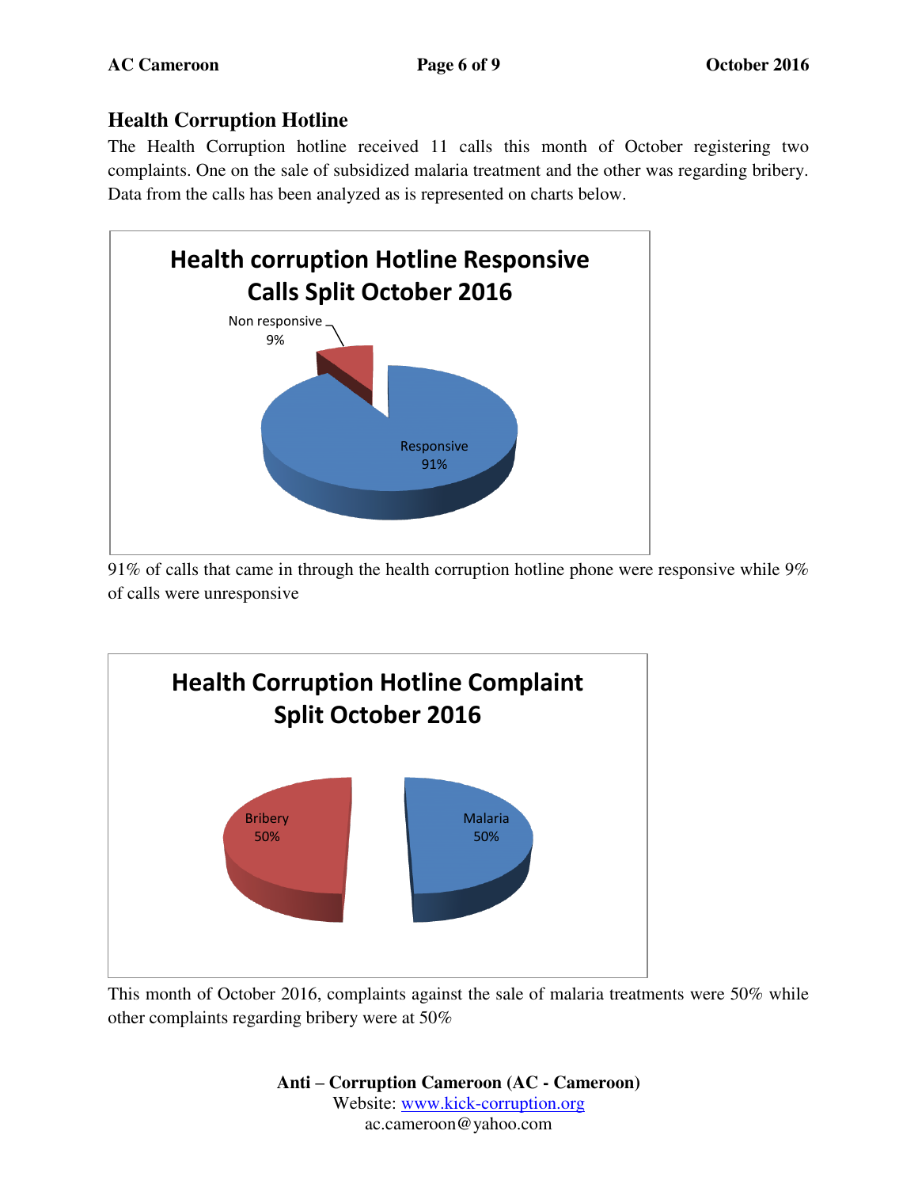## Health Corruption Hotline

The Health Corruption hotline received 11 calls this month of October registering two complaints. One on the sale of subsidized malaria treatment and the other was regarding bribery. Data from the calls has been analyzed as is represented on charts below.

91% of calls that came in through the health corruption hotline phone were responsive while 9% of calls were unresponsive

This month of October 2016, complaints against the sale of malaria treatments were 50% while other complaints regarding bribery were at 50%

**Anti – Corruption Cameroon (AC - Cameroon)**
Website: www.kick-corruption.org
ac.cameroon@yahoo.com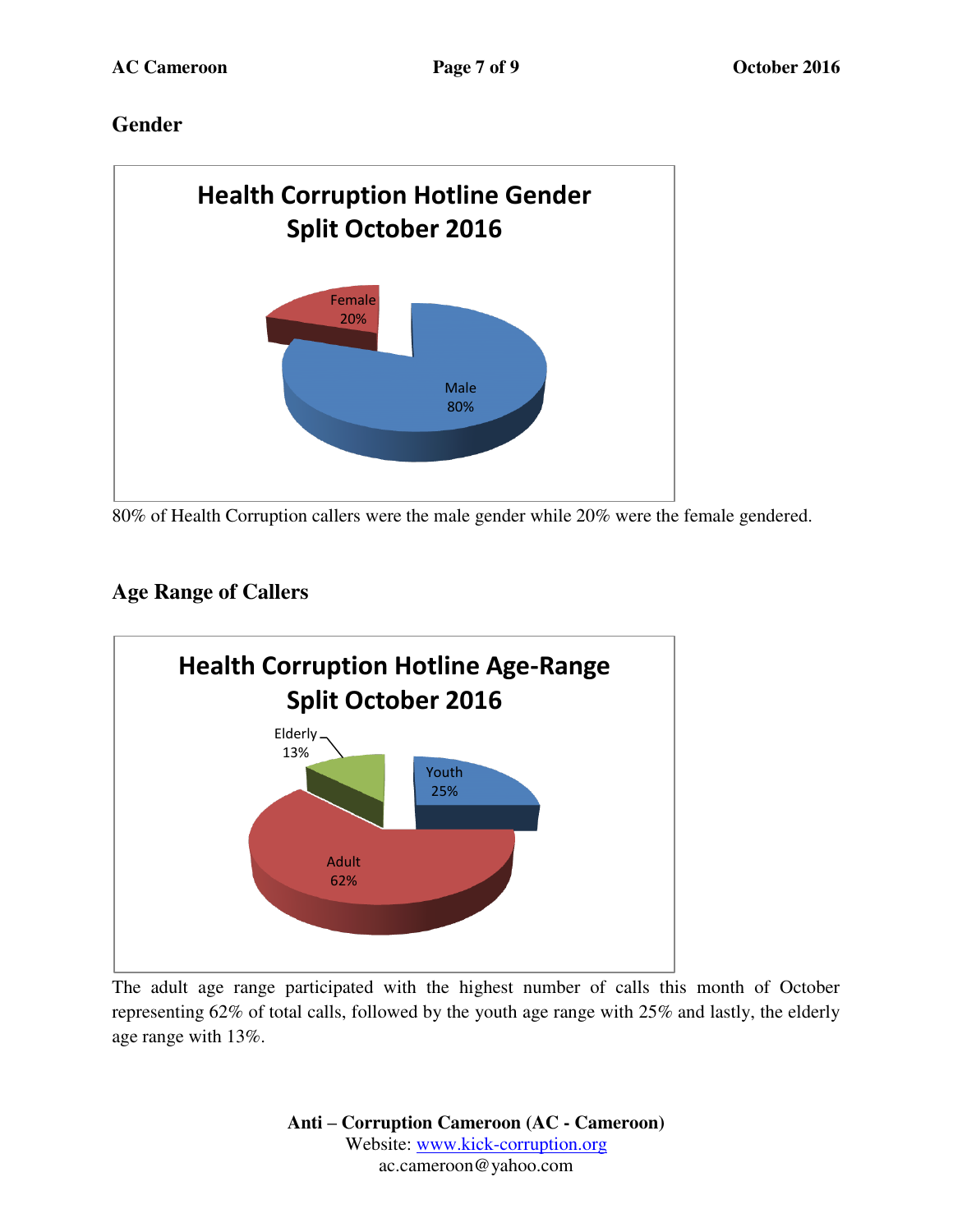## Gender

**Health Corruption Hotline Gender Split October 2016**

Female 20%

Male 80%

80% of Health Corruption callers were the male gender while 20% were the female gendered.

## Age Range of Callers

**Health Corruption Hotline Age-Range Split October 2016**

Elderly 13%

Youth 25%

Adult 62%

The adult age range participated with the highest number of calls this month of October representing 62% of total calls, followed by the youth age range with 25% and lastly, the elderly age range with 13%.

**Anti – Corruption Cameroon (AC - Cameroon)**
Website: www.kick-corruption.org
ac.cameroon@yahoo.com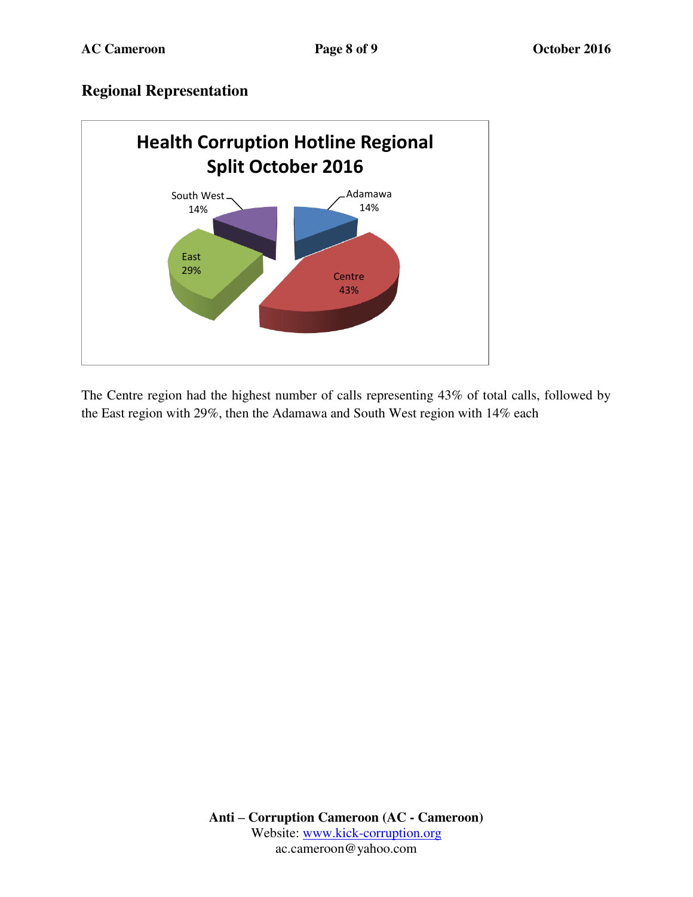## Regional Representation

**Health Corruption Hotline Regional Split October 2016**

| Region | Share |
|---|---|
| Centre | 43% |
| East | 29% |
| Adamawa | 14% |
| South West | 14% |

The Centre region had the highest number of calls representing 43% of total calls, followed by the East region with 29%, then the Adamawa and South West region with 14% each

**Anti – Corruption Cameroon (AC - Cameroon)**
Website: www.kick-corruption.org
ac.cameroon@yahoo.com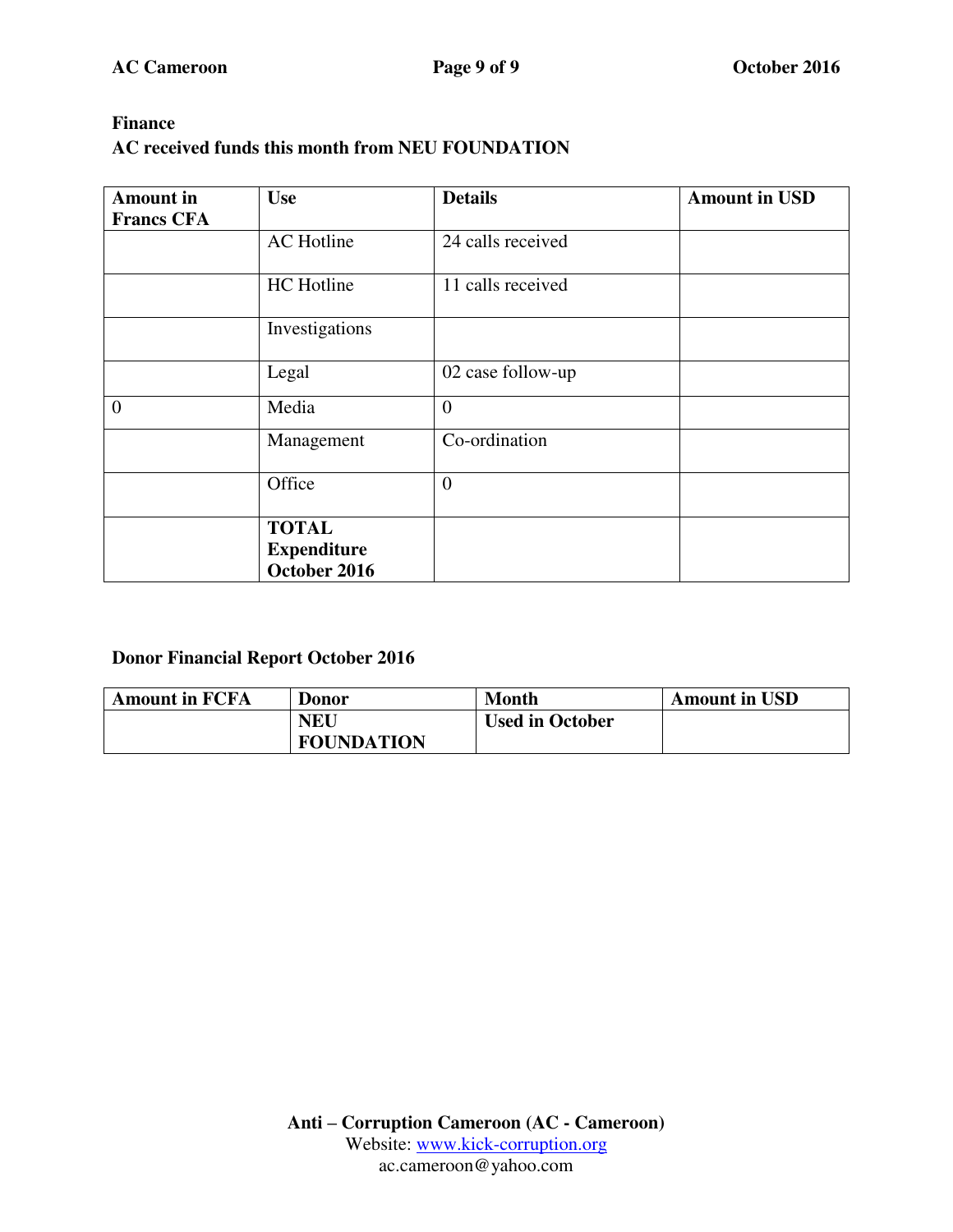**Finance**

**AC received funds this month from NEU FOUNDATION**

| Amount in Francs CFA | Use | Details | Amount in USD |
|---|---|---|---|
| | AC Hotline | 24 calls received | |
| | HC Hotline | 11 calls received | |
| | Investigations | | |
| | Legal | 02 case follow-up | |
| 0 | Media | 0 | |
| | Management | Co-ordination | |
| | Office | 0 | |
| | **TOTAL Expenditure October 2016** | | |

**Donor Financial Report October 2016**

| Amount in FCFA | Donor | Month | Amount in USD |
|---|---|---|---|
| | **NEU FOUNDATION** | **Used in October** | |

**Anti – Corruption Cameroon (AC - Cameroon)**
Website: www.kick-corruption.org
ac.cameroon@yahoo.com